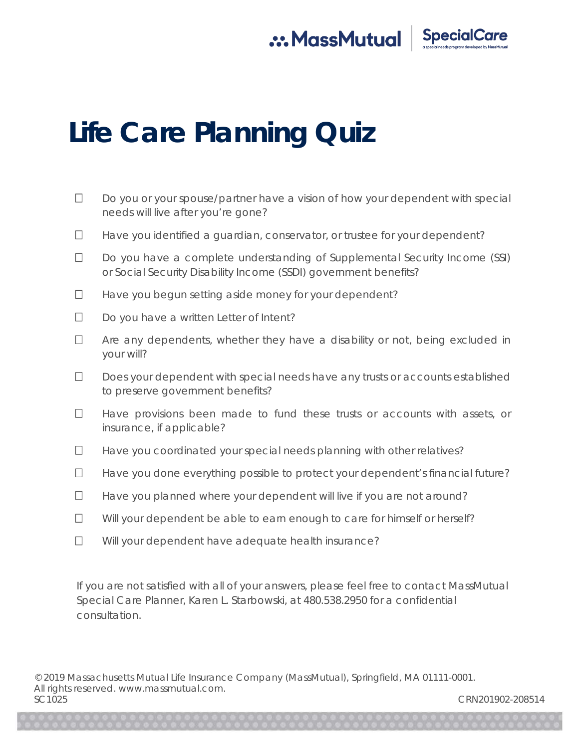MassMutual | SpecialCare
a special needs program developed by MassMutual

# Life Care Planning Quiz

- ☐ Do you or your spouse/partner have a vision of how your dependent with special needs will live after you're gone?
- ☐ Have you identified a guardian, conservator, or trustee for your dependent?
- ☐ Do you have a complete understanding of Supplemental Security Income (SSI) or Social Security Disability Income (SSDI) government benefits?
- ☐ Have you begun setting aside money for your dependent?
- ☐ Do you have a written Letter of Intent?
- ☐ Are any dependents, whether they have a disability or not, being excluded in your will?
- ☐ Does your dependent with special needs have any trusts or accounts established to preserve government benefits?
- ☐ Have provisions been made to fund these trusts or accounts with assets, or insurance, if applicable?
- ☐ Have you coordinated your special needs planning with other relatives?
- ☐ Have you done everything possible to protect your dependent's financial future?
- ☐ Have you planned where your dependent will live if you are not around?
- ☐ Will your dependent be able to earn enough to care for himself or herself?
- ☐ Will your dependent have adequate health insurance?

If you are not satisfied with all of your answers, please feel free to contact MassMutual Special Care Planner, Karen L. Starbowski, at 480.538.2950 for a confidential consultation.

© 2019 Massachusetts Mutual Life Insurance Company (MassMutual), Springfield, MA 01111-0001. All rights reserved. www.massmutual.com.
SC1025

CRN201902-208514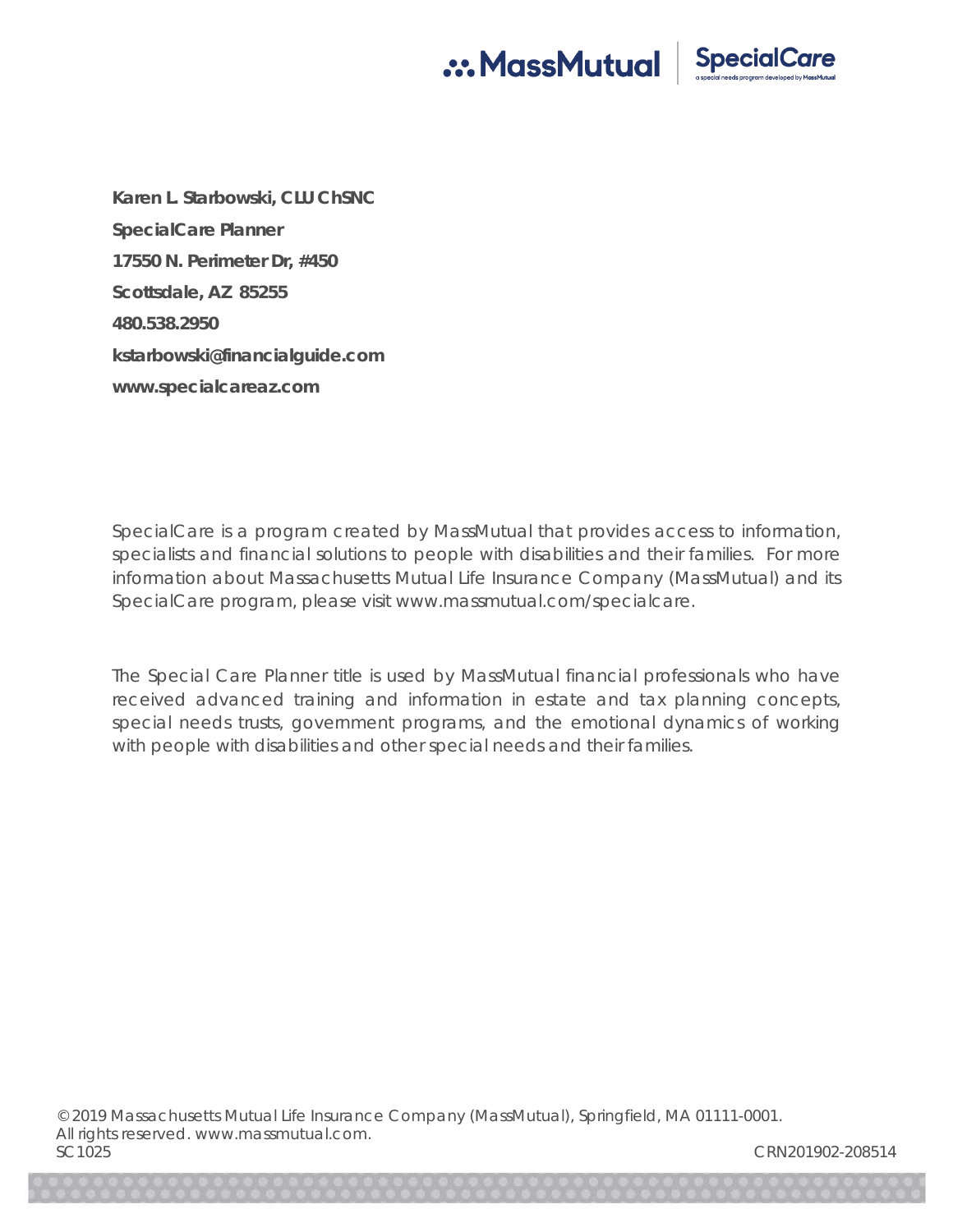**Karen L. Starbowski, CLU ChSNC**

**SpecialCare Planner**

**17550 N. Perimeter Dr, #450**

**Scottsdale, AZ 85255**

**480.538.2950**

**kstarbowski@financialguide.com**

**www.specialcareaz.com**

SpecialCare is a program created by MassMutual that provides access to information, specialists and financial solutions to people with disabilities and their families. For more information about Massachusetts Mutual Life Insurance Company (MassMutual) and its SpecialCare program, please visit www.massmutual.com/specialcare.

The Special Care Planner title is used by MassMutual financial professionals who have received advanced training and information in estate and tax planning concepts, special needs trusts, government programs, and the emotional dynamics of working with people with disabilities and other special needs and their families.

© 2019 Massachusetts Mutual Life Insurance Company (MassMutual), Springfield, MA 01111-0001.
All rights reserved. www.massmutual.com.
SC1025 CRN201902-208514